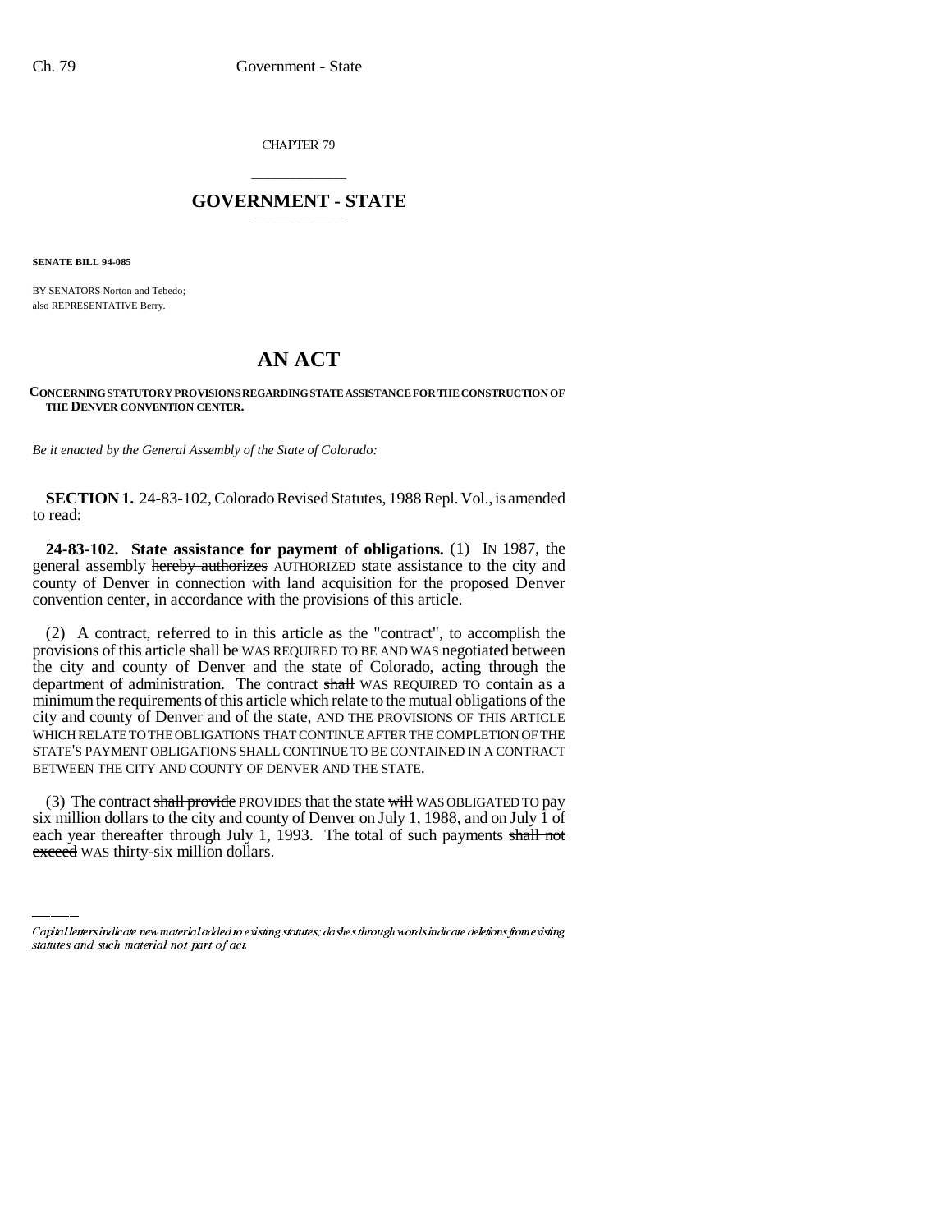CHAPTER 79

# GOVERNMENT - STATE

**SENATE BILL 94-085**

BY SENATORS Norton and Tebedo;
also REPRESENTATIVE Berry.

# AN ACT

**CONCERNING STATUTORY PROVISIONS REGARDING STATE ASSISTANCE FOR THE CONSTRUCTION OF THE DENVER CONVENTION CENTER.**

*Be it enacted by the General Assembly of the State of Colorado:*

**SECTION 1.** 24-83-102, Colorado Revised Statutes, 1988 Repl. Vol., is amended to read:

**24-83-102. State assistance for payment of obligations.** (1) IN 1987, the general assembly ~~hereby authorizes~~ AUTHORIZED state assistance to the city and county of Denver in connection with land acquisition for the proposed Denver convention center, in accordance with the provisions of this article.

(2) A contract, referred to in this article as the "contract", to accomplish the provisions of this article ~~shall be~~ WAS REQUIRED TO BE AND WAS negotiated between the city and county of Denver and the state of Colorado, acting through the department of administration. The contract ~~shall~~ WAS REQUIRED TO contain as a minimum the requirements of this article which relate to the mutual obligations of the city and county of Denver and of the state, AND THE PROVISIONS OF THIS ARTICLE WHICH RELATE TO THE OBLIGATIONS THAT CONTINUE AFTER THE COMPLETION OF THE STATE'S PAYMENT OBLIGATIONS SHALL CONTINUE TO BE CONTAINED IN A CONTRACT BETWEEN THE CITY AND COUNTY OF DENVER AND THE STATE.

(3) The contract ~~shall provide~~ PROVIDES that the state ~~will~~ WAS OBLIGATED TO pay six million dollars to the city and county of Denver on July 1, 1988, and on July 1 of each year thereafter through July 1, 1993. The total of such payments ~~shall not exceed~~ WAS thirty-six million dollars.

Capital letters indicate new material added to existing statutes; dashes through words indicate deletions from existing statutes and such material not part of act.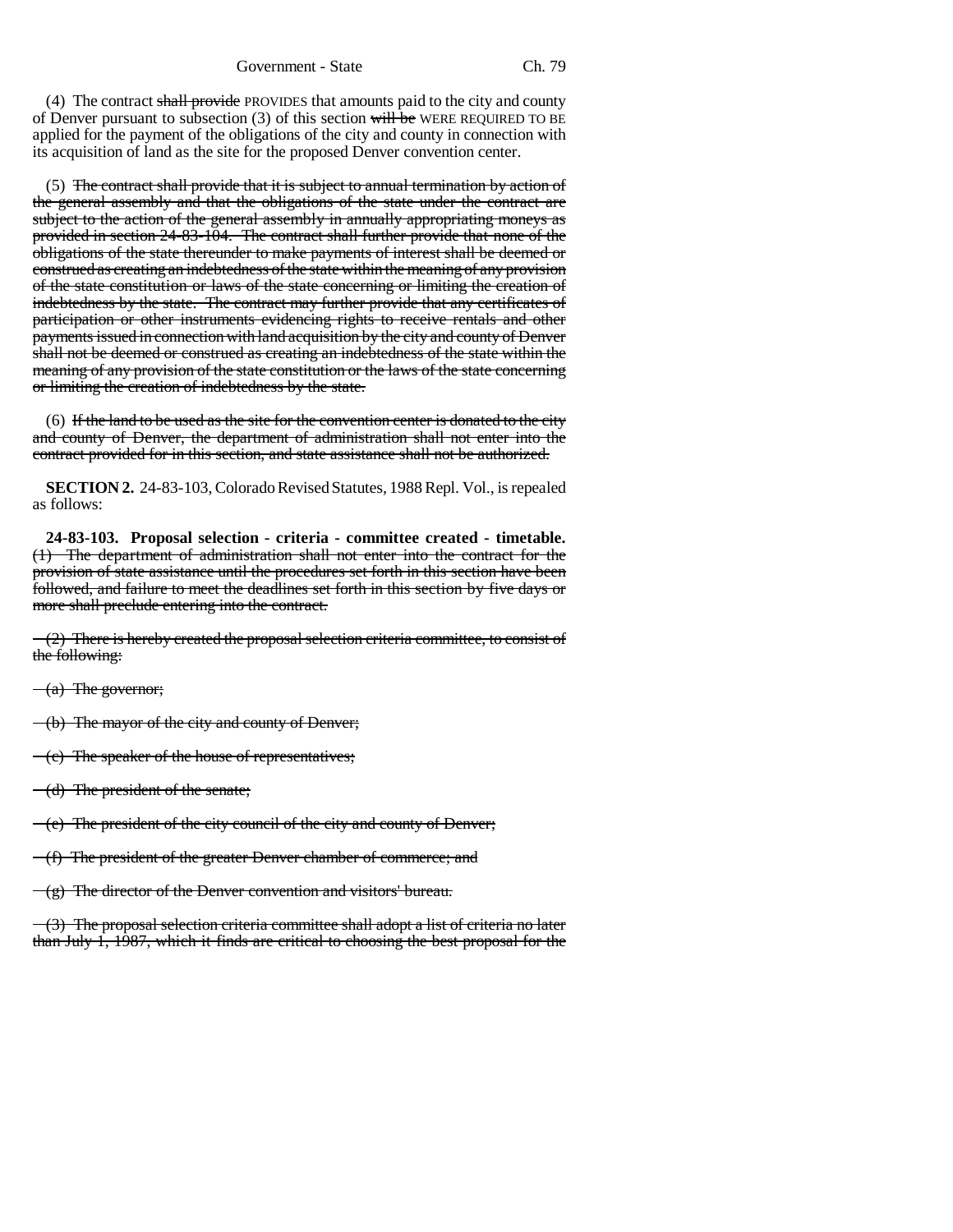(4) The contract ~~shall provide~~ PROVIDES that amounts paid to the city and county of Denver pursuant to subsection (3) of this section ~~will be~~ WERE REQUIRED TO BE applied for the payment of the obligations of the city and county in connection with its acquisition of land as the site for the proposed Denver convention center.

(5) ~~The contract shall provide that it is subject to annual termination by action of the general assembly and that the obligations of the state under the contract are subject to the action of the general assembly in annually appropriating moneys as provided in section 24-83-104. The contract shall further provide that none of the obligations of the state thereunder to make payments of interest shall be deemed or construed as creating an indebtedness of the state within the meaning of any provision of the state constitution or laws of the state concerning or limiting the creation of indebtedness by the state. The contract may further provide that any certificates of participation or other instruments evidencing rights to receive rentals and other payments issued in connection with land acquisition by the city and county of Denver shall not be deemed or construed as creating an indebtedness of the state within the meaning of any provision of the state constitution or the laws of the state concerning or limiting the creation of indebtedness by the state.~~

(6) ~~If the land to be used as the site for the convention center is donated to the city and county of Denver, the department of administration shall not enter into the contract provided for in this section, and state assistance shall not be authorized.~~

**SECTION 2.** 24-83-103, Colorado Revised Statutes, 1988 Repl. Vol., is repealed as follows:

**24-83-103. Proposal selection - criteria - committee created - timetable.** ~~(1) The department of administration shall not enter into the contract for the provision of state assistance until the procedures set forth in this section have been followed, and failure to meet the deadlines set forth in this section by five days or more shall preclude entering into the contract.~~

~~(2) There is hereby created the proposal selection criteria committee, to consist of the following:~~

~~(a) The governor;~~

~~(b) The mayor of the city and county of Denver;~~

~~(c) The speaker of the house of representatives;~~

~~(d) The president of the senate;~~

~~(e) The president of the city council of the city and county of Denver;~~

~~(f) The president of the greater Denver chamber of commerce; and~~

~~(g) The director of the Denver convention and visitors' bureau.~~

~~(3) The proposal selection criteria committee shall adopt a list of criteria no later than July 1, 1987, which it finds are critical to choosing the best proposal for the~~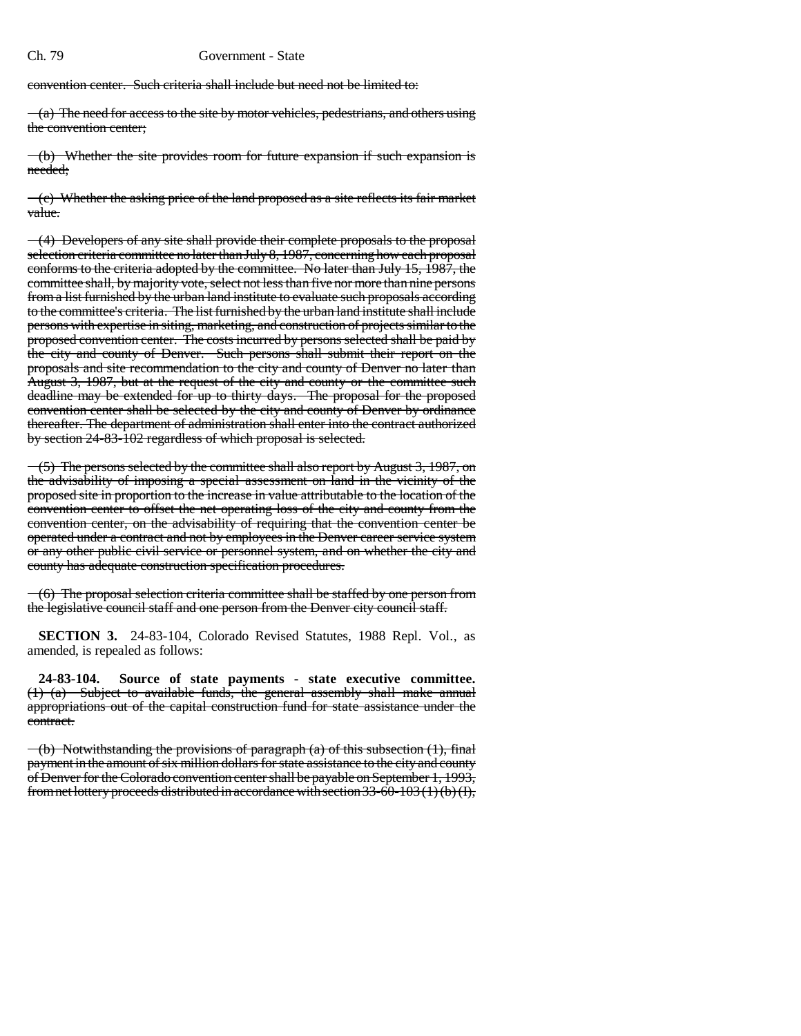convention center. Such criteria shall include but need not be limited to:

(a) The need for access to the site by motor vehicles, pedestrians, and others using the convention center;

(b) Whether the site provides room for future expansion if such expansion is needed;

(c) Whether the asking price of the land proposed as a site reflects its fair market value.

(4) Developers of any site shall provide their complete proposals to the proposal selection criteria committee no later than July 8, 1987, concerning how each proposal conforms to the criteria adopted by the committee. No later than July 15, 1987, the committee shall, by majority vote, select not less than five nor more than nine persons from a list furnished by the urban land institute to evaluate such proposals according to the committee's criteria. The list furnished by the urban land institute shall include persons with expertise in siting, marketing, and construction of projects similar to the proposed convention center. The costs incurred by persons selected shall be paid by the city and county of Denver. Such persons shall submit their report on the proposals and site recommendation to the city and county of Denver no later than August 3, 1987, but at the request of the city and county or the committee such deadline may be extended for up to thirty days. The proposal for the proposed convention center shall be selected by the city and county of Denver by ordinance thereafter. The department of administration shall enter into the contract authorized by section 24-83-102 regardless of which proposal is selected.

(5) The persons selected by the committee shall also report by August 3, 1987, on the advisability of imposing a special assessment on land in the vicinity of the proposed site in proportion to the increase in value attributable to the location of the convention center to offset the net operating loss of the city and county from the convention center, on the advisability of requiring that the convention center be operated under a contract and not by employees in the Denver career service system or any other public civil service or personnel system, and on whether the city and county has adequate construction specification procedures.

(6) The proposal selection criteria committee shall be staffed by one person from the legislative council staff and one person from the Denver city council staff.

**SECTION 3.** 24-83-104, Colorado Revised Statutes, 1988 Repl. Vol., as amended, is repealed as follows:

**24-83-104. Source of state payments - state executive committee.** (1) (a) Subject to available funds, the general assembly shall make annual appropriations out of the capital construction fund for state assistance under the contract.

(b) Notwithstanding the provisions of paragraph (a) of this subsection (1), final payment in the amount of six million dollars for state assistance to the city and county of Denver for the Colorado convention center shall be payable on September 1, 1993, from net lottery proceeds distributed in accordance with section 33-60-103 (1) (b) (I),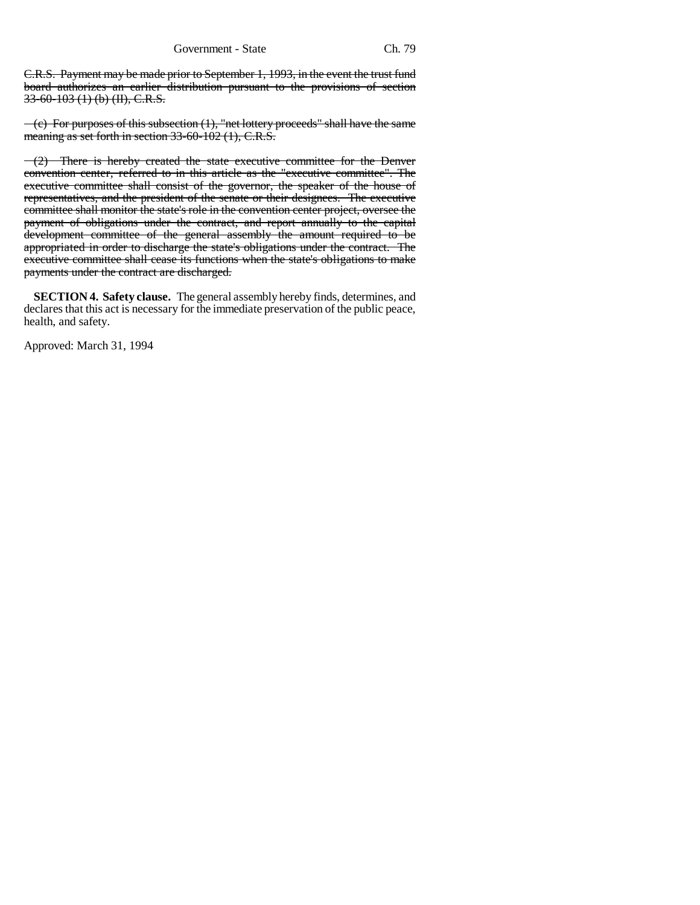~~C.R.S. Payment may be made prior to September 1, 1993, in the event the trust fund board authorizes an earlier distribution pursuant to the provisions of section 33-60-103 (1) (b) (II), C.R.S.~~

~~(c) For purposes of this subsection (1), "net lottery proceeds" shall have the same meaning as set forth in section 33-60-102 (1), C.R.S.~~

~~(2) There is hereby created the state executive committee for the Denver convention center, referred to in this article as the "executive committee". The executive committee shall consist of the governor, the speaker of the house of representatives, and the president of the senate or their designees. The executive committee shall monitor the state's role in the convention center project, oversee the payment of obligations under the contract, and report annually to the capital development committee of the general assembly the amount required to be appropriated in order to discharge the state's obligations under the contract. The executive committee shall cease its functions when the state's obligations to make payments under the contract are discharged.~~

**SECTION 4. Safety clause.** The general assembly hereby finds, determines, and declares that this act is necessary for the immediate preservation of the public peace, health, and safety.

Approved: March 31, 1994